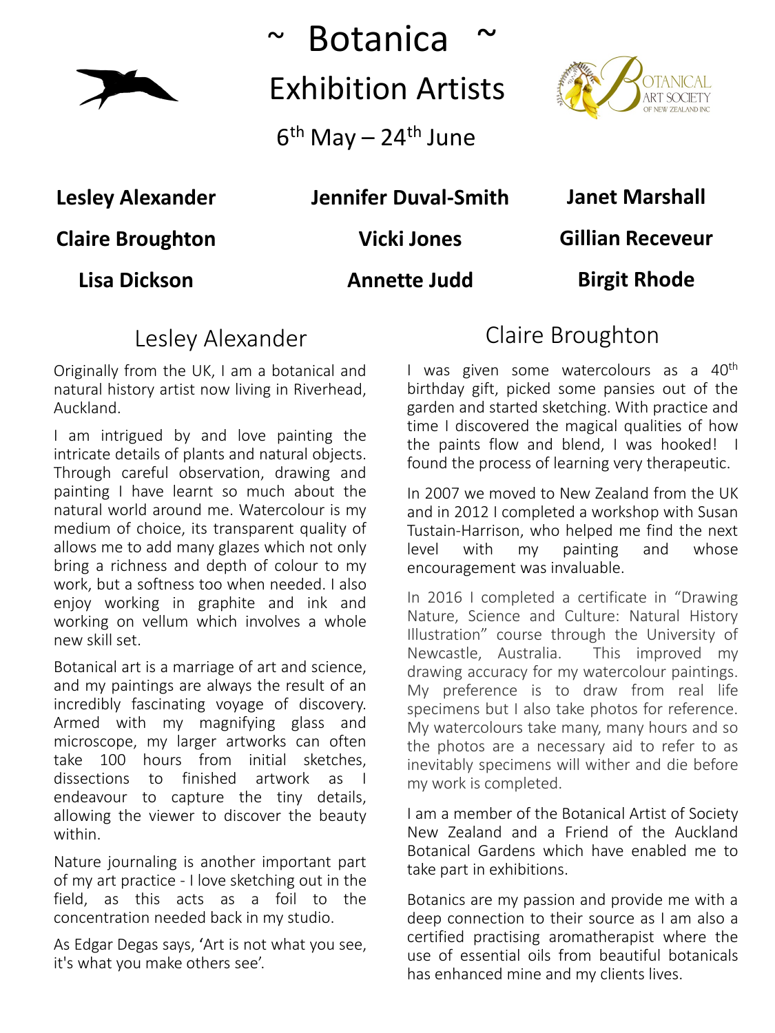# ~ Botanica ~

## Exhibition Artists

6th May – 24th June

BOTANICAL ART SOCIETY OF NEW ZEALAND INC

**Lesley Alexander** **Jennifer Duval-Smith** **Janet Marshall**

**Claire Broughton** **Vicki Jones** **Gillian Receveur**

**Lisa Dickson** **Annette Judd** **Birgit Rhode**

## Lesley Alexander

Originally from the UK, I am a botanical and natural history artist now living in Riverhead, Auckland.

I am intrigued by and love painting the intricate details of plants and natural objects. Through careful observation, drawing and painting I have learnt so much about the natural world around me. Watercolour is my medium of choice, its transparent quality of allows me to add many glazes which not only bring a richness and depth of colour to my work, but a softness too when needed. I also enjoy working in graphite and ink and working on vellum which involves a whole new skill set.

Botanical art is a marriage of art and science, and my paintings are always the result of an incredibly fascinating voyage of discovery. Armed with my magnifying glass and microscope, my larger artworks can often take 100 hours from initial sketches, dissections to finished artwork as I endeavour to capture the tiny details, allowing the viewer to discover the beauty within.

Nature journaling is another important part of my art practice - I love sketching out in the field, as this acts as a foil to the concentration needed back in my studio.

As Edgar Degas says, 'Art is not what you see, it's what you make others see'.

## Claire Broughton

I was given some watercolours as a 40th birthday gift, picked some pansies out of the garden and started sketching. With practice and time I discovered the magical qualities of how the paints flow and blend, I was hooked! I found the process of learning very therapeutic.

In 2007 we moved to New Zealand from the UK and in 2012 I completed a workshop with Susan Tustain-Harrison, who helped me find the next level with my painting and whose encouragement was invaluable.

In 2016 I completed a certificate in "Drawing Nature, Science and Culture: Natural History Illustration" course through the University of Newcastle, Australia. This improved my drawing accuracy for my watercolour paintings. My preference is to draw from real life specimens but I also take photos for reference. My watercolours take many, many hours and so the photos are a necessary aid to refer to as inevitably specimens will wither and die before my work is completed.

I am a member of the Botanical Artist of Society New Zealand and a Friend of the Auckland Botanical Gardens which have enabled me to take part in exhibitions.

Botanics are my passion and provide me with a deep connection to their source as I am also a certified practising aromatherapist where the use of essential oils from beautiful botanicals has enhanced mine and my clients lives.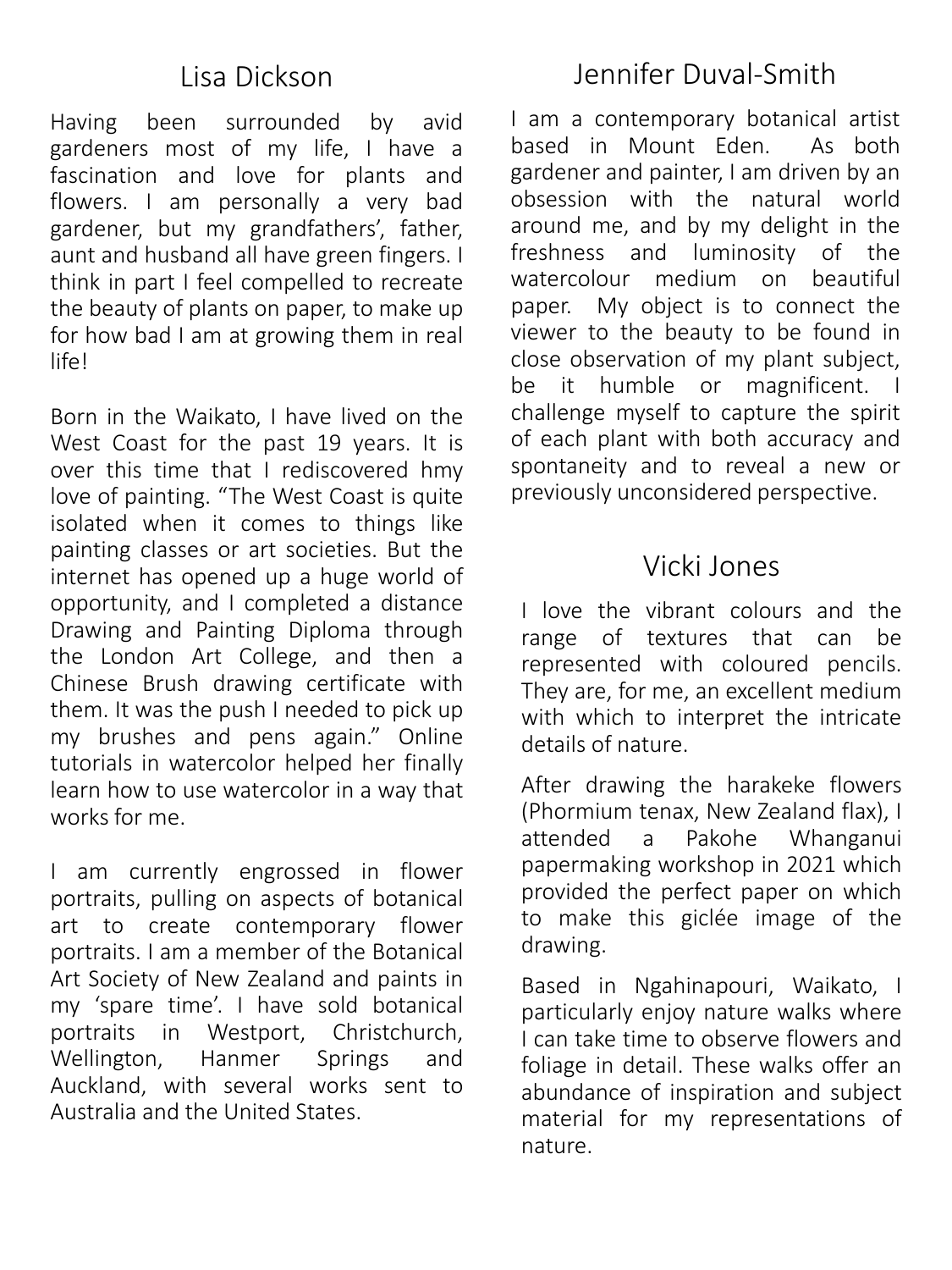## Lisa Dickson

Having been surrounded by avid gardeners most of my life, I have a fascination and love for plants and flowers. I am personally a very bad gardener, but my grandfathers', father, aunt and husband all have green fingers. I think in part I feel compelled to recreate the beauty of plants on paper, to make up for how bad I am at growing them in real life!

Born in the Waikato, I have lived on the West Coast for the past 19 years. It is over this time that I rediscovered hmy love of painting. "The West Coast is quite isolated when it comes to things like painting classes or art societies. But the internet has opened up a huge world of opportunity, and I completed a distance Drawing and Painting Diploma through the London Art College, and then a Chinese Brush drawing certificate with them. It was the push I needed to pick up my brushes and pens again." Online tutorials in watercolor helped her finally learn how to use watercolor in a way that works for me.

I am currently engrossed in flower portraits, pulling on aspects of botanical art to create contemporary flower portraits. I am a member of the Botanical Art Society of New Zealand and paints in my 'spare time'. I have sold botanical portraits in Westport, Christchurch, Wellington, Hanmer Springs and Auckland, with several works sent to Australia and the United States.

## Jennifer Duval-Smith

I am a contemporary botanical artist based in Mount Eden. As both gardener and painter, I am driven by an obsession with the natural world around me, and by my delight in the freshness and luminosity of the watercolour medium on beautiful paper. My object is to connect the viewer to the beauty to be found in close observation of my plant subject, be it humble or magnificent. I challenge myself to capture the spirit of each plant with both accuracy and spontaneity and to reveal a new or previously unconsidered perspective.

## Vicki Jones

I love the vibrant colours and the range of textures that can be represented with coloured pencils. They are, for me, an excellent medium with which to interpret the intricate details of nature.

After drawing the harakeke flowers (Phormium tenax, New Zealand flax), I attended a Pakohe Whanganui papermaking workshop in 2021 which provided the perfect paper on which to make this giclée image of the drawing.

Based in Ngahinapouri, Waikato, I particularly enjoy nature walks where I can take time to observe flowers and foliage in detail. These walks offer an abundance of inspiration and subject material for my representations of nature.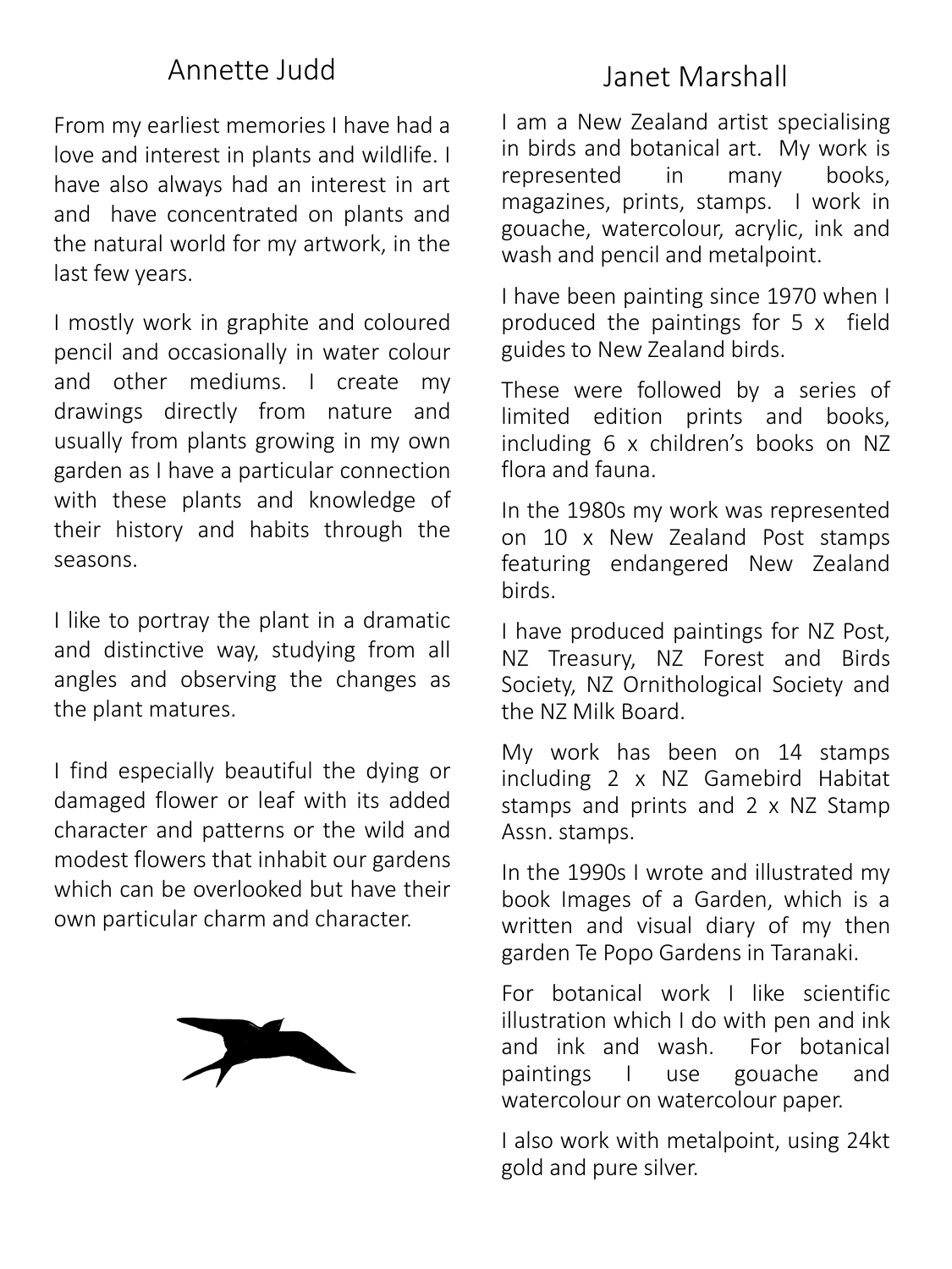## Annette Judd

From my earliest memories I have had a love and interest in plants and wildlife. I have also always had an interest in art and have concentrated on plants and the natural world for my artwork, in the last few years.

I mostly work in graphite and coloured pencil and occasionally in water colour and other mediums. I create my drawings directly from nature and usually from plants growing in my own garden as I have a particular connection with these plants and knowledge of their history and habits through the seasons.

I like to portray the plant in a dramatic and distinctive way, studying from all angles and observing the changes as the plant matures.

I find especially beautiful the dying or damaged flower or leaf with its added character and patterns or the wild and modest flowers that inhabit our gardens which can be overlooked but have their own particular charm and character.

## Janet Marshall

I am a New Zealand artist specialising in birds and botanical art. My work is represented in many books, magazines, prints, stamps. I work in gouache, watercolour, acrylic, ink and wash and pencil and metalpoint.

I have been painting since 1970 when I produced the paintings for 5 x field guides to New Zealand birds.

These were followed by a series of limited edition prints and books, including 6 x children's books on NZ flora and fauna.

In the 1980s my work was represented on 10 x New Zealand Post stamps featuring endangered New Zealand birds.

I have produced paintings for NZ Post, NZ Treasury, NZ Forest and Birds Society, NZ Ornithological Society and the NZ Milk Board.

My work has been on 14 stamps including 2 x NZ Gamebird Habitat stamps and prints and 2 x NZ Stamp Assn. stamps.

In the 1990s I wrote and illustrated my book Images of a Garden, which is a written and visual diary of my then garden Te Popo Gardens in Taranaki.

For botanical work I like scientific illustration which I do with pen and ink and ink and wash. For botanical paintings I use gouache and watercolour on watercolour paper.

I also work with metalpoint, using 24kt gold and pure silver.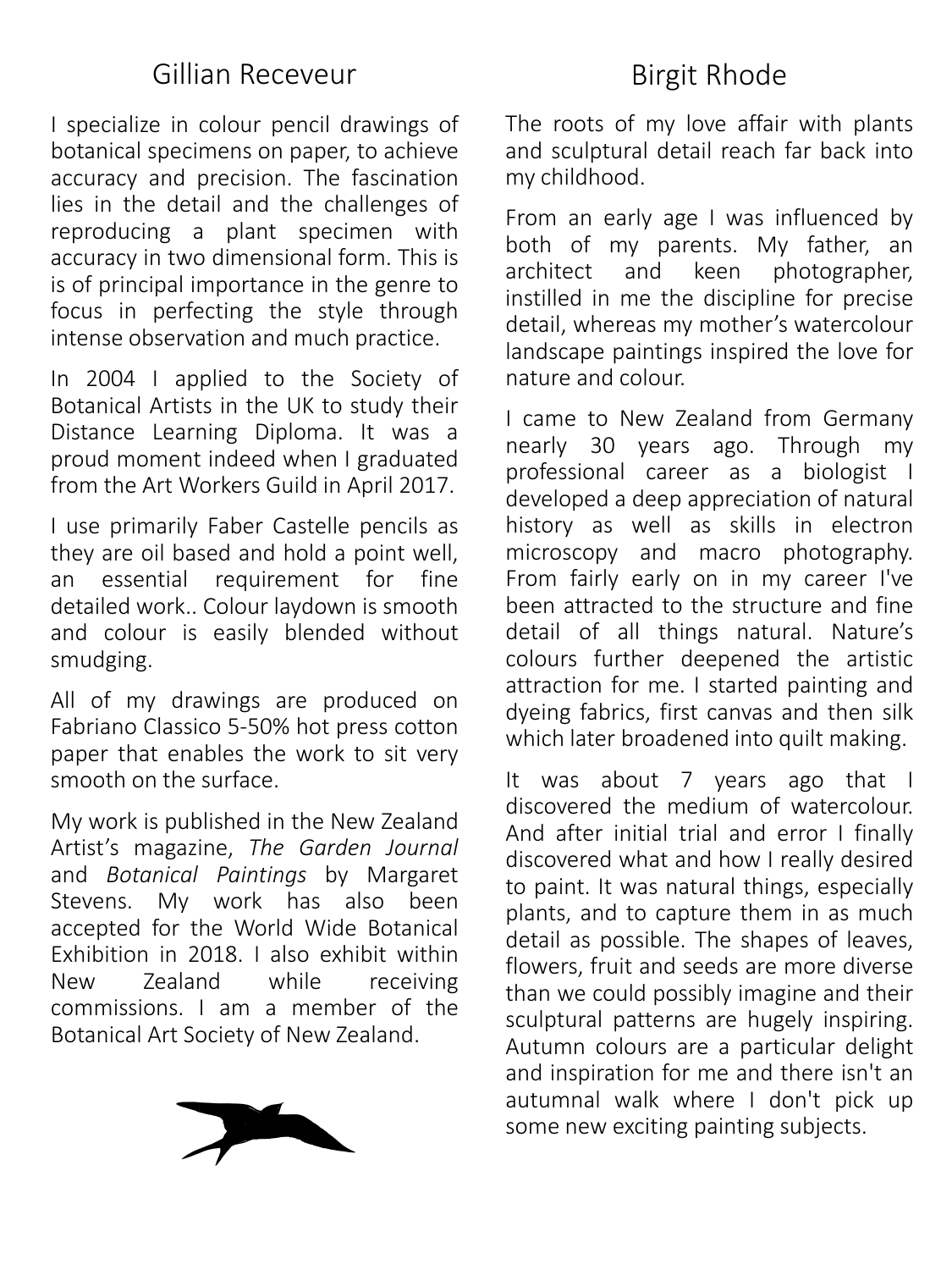## Gillian Receveur

I specialize in colour pencil drawings of botanical specimens on paper, to achieve accuracy and precision. The fascination lies in the detail and the challenges of reproducing a plant specimen with accuracy in two dimensional form. This is is of principal importance in the genre to focus in perfecting the style through intense observation and much practice.

In 2004 I applied to the Society of Botanical Artists in the UK to study their Distance Learning Diploma. It was a proud moment indeed when I graduated from the Art Workers Guild in April 2017.

I use primarily Faber Castelle pencils as they are oil based and hold a point well, an essential requirement for fine detailed work.. Colour laydown is smooth and colour is easily blended without smudging.

All of my drawings are produced on Fabriano Classico 5-50% hot press cotton paper that enables the work to sit very smooth on the surface.

My work is published in the New Zealand Artist's magazine, *The Garden Journal* and *Botanical Paintings* by Margaret Stevens. My work has also been accepted for the World Wide Botanical Exhibition in 2018. I also exhibit within New Zealand while receiving commissions. I am a member of the Botanical Art Society of New Zealand.

## Birgit Rhode

The roots of my love affair with plants and sculptural detail reach far back into my childhood.

From an early age I was influenced by both of my parents. My father, an architect and keen photographer, instilled in me the discipline for precise detail, whereas my mother's watercolour landscape paintings inspired the love for nature and colour.

I came to New Zealand from Germany nearly 30 years ago. Through my professional career as a biologist I developed a deep appreciation of natural history as well as skills in electron microscopy and macro photography. From fairly early on in my career I've been attracted to the structure and fine detail of all things natural. Nature's colours further deepened the artistic attraction for me. I started painting and dyeing fabrics, first canvas and then silk which later broadened into quilt making.

It was about 7 years ago that I discovered the medium of watercolour. And after initial trial and error I finally discovered what and how I really desired to paint. It was natural things, especially plants, and to capture them in as much detail as possible. The shapes of leaves, flowers, fruit and seeds are more diverse than we could possibly imagine and their sculptural patterns are hugely inspiring. Autumn colours are a particular delight and inspiration for me and there isn't an autumnal walk where I don't pick up some new exciting painting subjects.